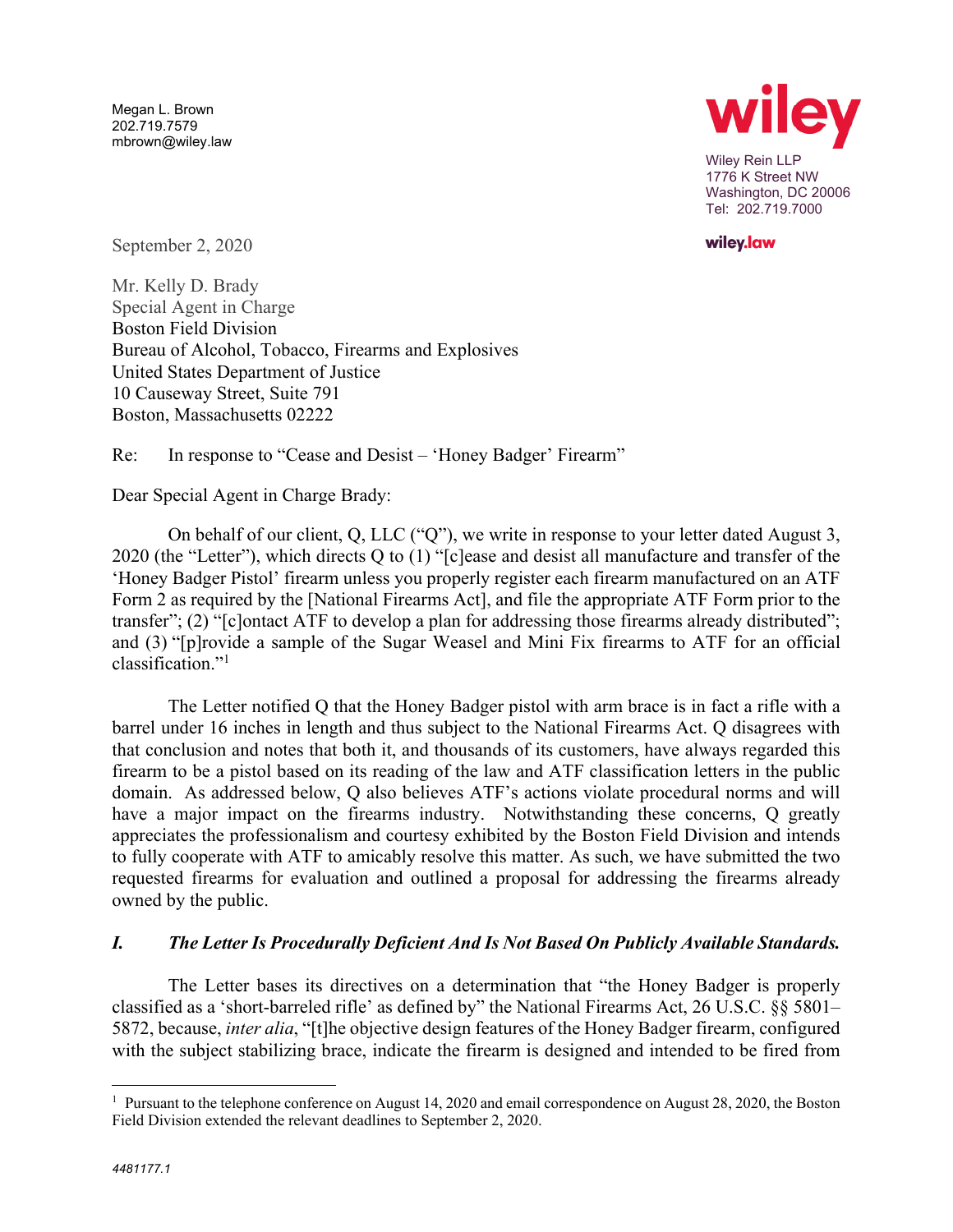Megan L. Brown
202.719.7579
mbrown@wiley.law

wiley

Wiley Rein LLP
1776 K Street NW
Washington, DC 20006
Tel: 202.719.7000

wiley.law

September 2, 2020

Mr. Kelly D. Brady
Special Agent in Charge
Boston Field Division
Bureau of Alcohol, Tobacco, Firearms and Explosives
United States Department of Justice
10 Causeway Street, Suite 791
Boston, Massachusetts 02222

Re: In response to "Cease and Desist – 'Honey Badger' Firearm"

Dear Special Agent in Charge Brady:

On behalf of our client, Q, LLC ("Q"), we write in response to your letter dated August 3, 2020 (the "Letter"), which directs Q to (1) "[c]ease and desist all manufacture and transfer of the 'Honey Badger Pistol' firearm unless you properly register each firearm manufactured on an ATF Form 2 as required by the [National Firearms Act], and file the appropriate ATF Form prior to the transfer"; (2) "[c]ontact ATF to develop a plan for addressing those firearms already distributed"; and (3) "[p]rovide a sample of the Sugar Weasel and Mini Fix firearms to ATF for an official classification."[1]

The Letter notified Q that the Honey Badger pistol with arm brace is in fact a rifle with a barrel under 16 inches in length and thus subject to the National Firearms Act. Q disagrees with that conclusion and notes that both it, and thousands of its customers, have always regarded this firearm to be a pistol based on its reading of the law and ATF classification letters in the public domain. As addressed below, Q also believes ATF's actions violate procedural norms and will have a major impact on the firearms industry. Notwithstanding these concerns, Q greatly appreciates the professionalism and courtesy exhibited by the Boston Field Division and intends to fully cooperate with ATF to amicably resolve this matter. As such, we have submitted the two requested firearms for evaluation and outlined a proposal for addressing the firearms already owned by the public.

## *I. The Letter Is Procedurally Deficient And Is Not Based On Publicly Available Standards.*

The Letter bases its directives on a determination that "the Honey Badger is properly classified as a 'short-barreled rifle' as defined by" the National Firearms Act, 26 U.S.C. §§ 5801–5872, because, *inter alia*, "[t]he objective design features of the Honey Badger firearm, configured with the subject stabilizing brace, indicate the firearm is designed and intended to be fired from

[1] Pursuant to the telephone conference on August 14, 2020 and email correspondence on August 28, 2020, the Boston Field Division extended the relevant deadlines to September 2, 2020.

*4481177.1*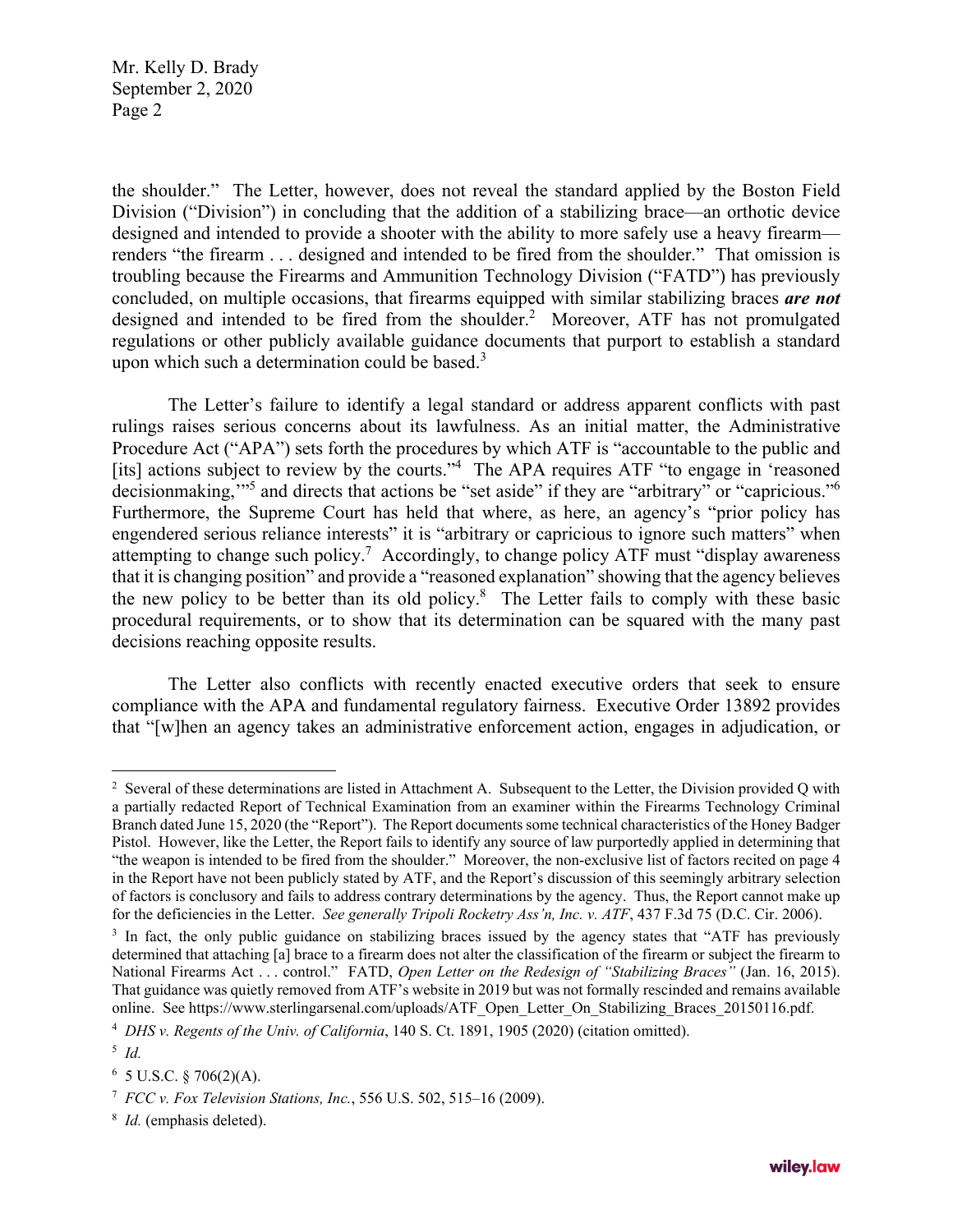the shoulder." The Letter, however, does not reveal the standard applied by the Boston Field Division ("Division") in concluding that the addition of a stabilizing brace—an orthotic device designed and intended to provide a shooter with the ability to more safely use a heavy firearm—renders "the firearm . . . designed and intended to be fired from the shoulder." That omission is troubling because the Firearms and Ammunition Technology Division ("FATD") has previously concluded, on multiple occasions, that firearms equipped with similar stabilizing braces ***are not*** designed and intended to be fired from the shoulder.[2] Moreover, ATF has not promulgated regulations or other publicly available guidance documents that purport to establish a standard upon which such a determination could be based.[3]

The Letter's failure to identify a legal standard or address apparent conflicts with past rulings raises serious concerns about its lawfulness. As an initial matter, the Administrative Procedure Act ("APA") sets forth the procedures by which ATF is "accountable to the public and [its] actions subject to review by the courts."[4] The APA requires ATF "to engage in 'reasoned decisionmaking,'"[5] and directs that actions be "set aside" if they are "arbitrary" or "capricious."[6] Furthermore, the Supreme Court has held that where, as here, an agency's "prior policy has engendered serious reliance interests" it is "arbitrary or capricious to ignore such matters" when attempting to change such policy.[7] Accordingly, to change policy ATF must "display awareness that it is changing position" and provide a "reasoned explanation" showing that the agency believes the new policy to be better than its old policy.[8] The Letter fails to comply with these basic procedural requirements, or to show that its determination can be squared with the many past decisions reaching opposite results.

The Letter also conflicts with recently enacted executive orders that seek to ensure compliance with the APA and fundamental regulatory fairness. Executive Order 13892 provides that "[w]hen an agency takes an administrative enforcement action, engages in adjudication, or

---

[2] Several of these determinations are listed in Attachment A. Subsequent to the Letter, the Division provided Q with a partially redacted Report of Technical Examination from an examiner within the Firearms Technology Criminal Branch dated June 15, 2020 (the "Report"). The Report documents some technical characteristics of the Honey Badger Pistol. However, like the Letter, the Report fails to identify any source of law purportedly applied in determining that "the weapon is intended to be fired from the shoulder." Moreover, the non-exclusive list of factors recited on page 4 in the Report have not been publicly stated by ATF, and the Report's discussion of this seemingly arbitrary selection of factors is conclusory and fails to address contrary determinations by the agency. Thus, the Report cannot make up for the deficiencies in the Letter. *See generally Tripoli Rocketry Ass'n, Inc. v. ATF*, 437 F.3d 75 (D.C. Cir. 2006).

[3] In fact, the only public guidance on stabilizing braces issued by the agency states that "ATF has previously determined that attaching [a] brace to a firearm does not alter the classification of the firearm or subject the firearm to National Firearms Act . . . control." FATD, *Open Letter on the Redesign of "Stabilizing Braces"* (Jan. 16, 2015). That guidance was quietly removed from ATF's website in 2019 but was not formally rescinded and remains available online. See https://www.sterlingarsenal.com/uploads/ATF_Open_Letter_On_Stabilizing_Braces_20150116.pdf.

[4] *DHS v. Regents of the Univ. of California*, 140 S. Ct. 1891, 1905 (2020) (citation omitted).

[5] *Id.*

[6] 5 U.S.C. § 706(2)(A).

[7] *FCC v. Fox Television Stations, Inc.*, 556 U.S. 502, 515–16 (2009).

[8] *Id.* (emphasis deleted).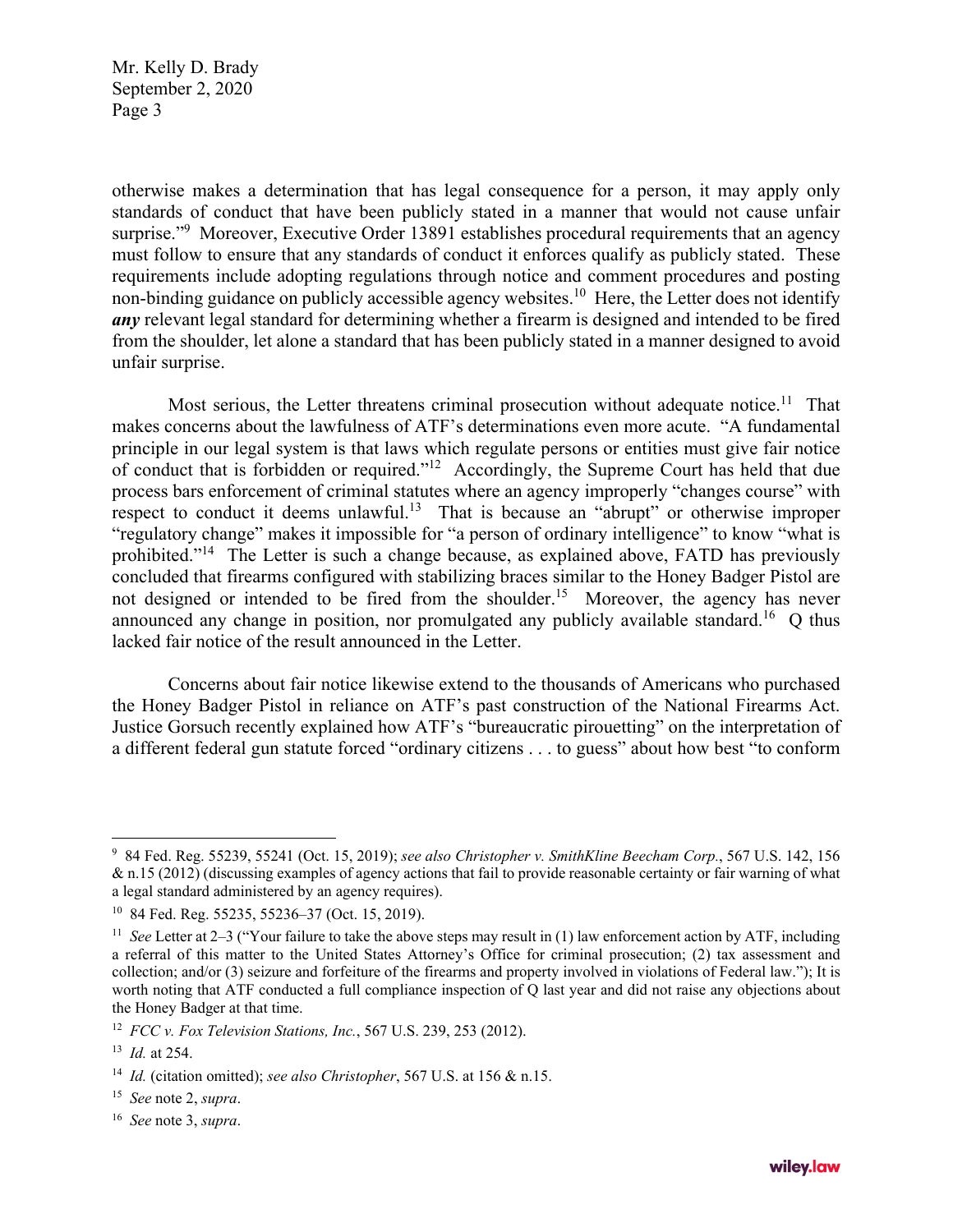otherwise makes a determination that has legal consequence for a person, it may apply only standards of conduct that have been publicly stated in a manner that would not cause unfair surprise."[9] Moreover, Executive Order 13891 establishes procedural requirements that an agency must follow to ensure that any standards of conduct it enforces qualify as publicly stated. These requirements include adopting regulations through notice and comment procedures and posting non-binding guidance on publicly accessible agency websites.[10] Here, the Letter does not identify ***any*** relevant legal standard for determining whether a firearm is designed and intended to be fired from the shoulder, let alone a standard that has been publicly stated in a manner designed to avoid unfair surprise.

Most serious, the Letter threatens criminal prosecution without adequate notice.[11] That makes concerns about the lawfulness of ATF's determinations even more acute. "A fundamental principle in our legal system is that laws which regulate persons or entities must give fair notice of conduct that is forbidden or required."[12] Accordingly, the Supreme Court has held that due process bars enforcement of criminal statutes where an agency improperly "changes course" with respect to conduct it deems unlawful.[13] That is because an "abrupt" or otherwise improper "regulatory change" makes it impossible for "a person of ordinary intelligence" to know "what is prohibited."[14] The Letter is such a change because, as explained above, FATD has previously concluded that firearms configured with stabilizing braces similar to the Honey Badger Pistol are not designed or intended to be fired from the shoulder.[15] Moreover, the agency has never announced any change in position, nor promulgated any publicly available standard.[16] Q thus lacked fair notice of the result announced in the Letter.

Concerns about fair notice likewise extend to the thousands of Americans who purchased the Honey Badger Pistol in reliance on ATF's past construction of the National Firearms Act. Justice Gorsuch recently explained how ATF's "bureaucratic pirouetting" on the interpretation of a different federal gun statute forced "ordinary citizens . . . to guess" about how best "to conform

---

[9] 84 Fed. Reg. 55239, 55241 (Oct. 15, 2019); *see also Christopher v. SmithKline Beecham Corp.*, 567 U.S. 142, 156 & n.15 (2012) (discussing examples of agency actions that fail to provide reasonable certainty or fair warning of what a legal standard administered by an agency requires).

[10] 84 Fed. Reg. 55235, 55236–37 (Oct. 15, 2019).

[11] *See* Letter at 2–3 ("Your failure to take the above steps may result in (1) law enforcement action by ATF, including a referral of this matter to the United States Attorney's Office for criminal prosecution; (2) tax assessment and collection; and/or (3) seizure and forfeiture of the firearms and property involved in violations of Federal law."); It is worth noting that ATF conducted a full compliance inspection of Q last year and did not raise any objections about the Honey Badger at that time.

[12] *FCC v. Fox Television Stations, Inc.*, 567 U.S. 239, 253 (2012).

[13] *Id.* at 254.

[14] *Id.* (citation omitted); *see also Christopher*, 567 U.S. at 156 & n.15.

[15] *See* note 2, *supra*.

[16] *See* note 3, *supra*.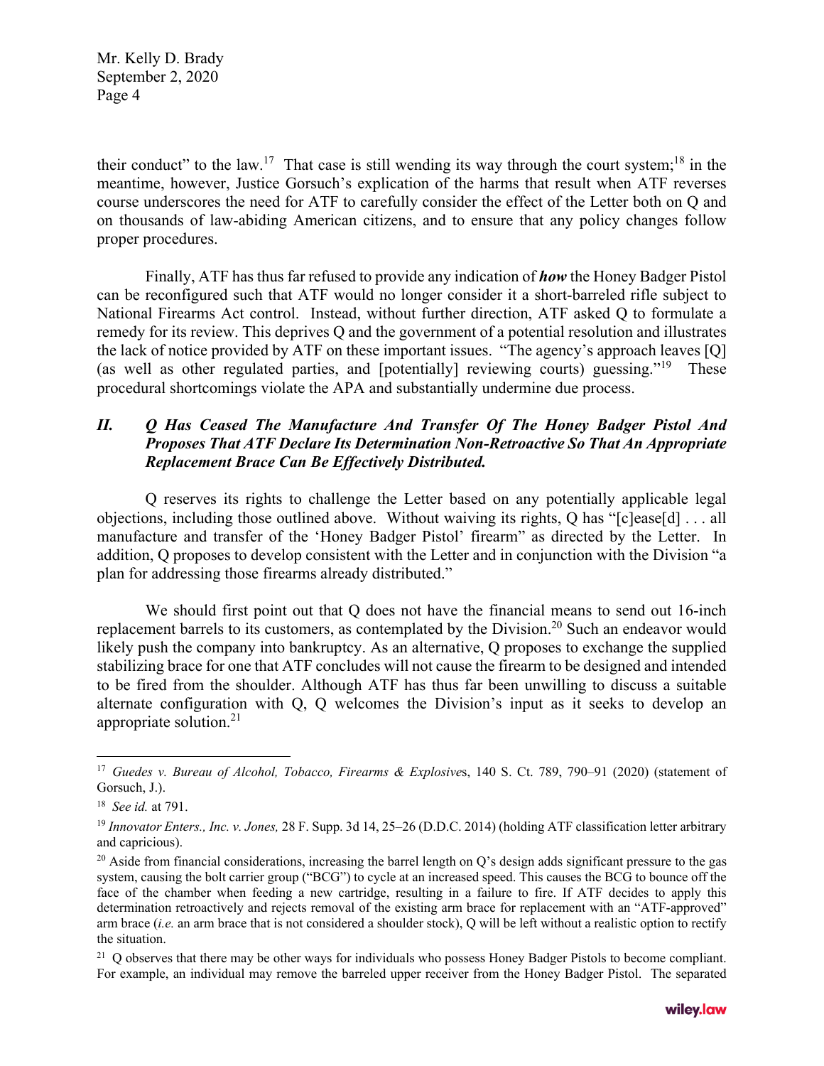their conduct" to the law.[17] That case is still wending its way through the court system;[18] in the meantime, however, Justice Gorsuch's explication of the harms that result when ATF reverses course underscores the need for ATF to carefully consider the effect of the Letter both on Q and on thousands of law-abiding American citizens, and to ensure that any policy changes follow proper procedures.

Finally, ATF has thus far refused to provide any indication of ***how*** the Honey Badger Pistol can be reconfigured such that ATF would no longer consider it a short-barreled rifle subject to National Firearms Act control. Instead, without further direction, ATF asked Q to formulate a remedy for its review. This deprives Q and the government of a potential resolution and illustrates the lack of notice provided by ATF on these important issues. "The agency's approach leaves [Q] (as well as other regulated parties, and [potentially] reviewing courts) guessing."[19] These procedural shortcomings violate the APA and substantially undermine due process.

## *II. Q Has Ceased The Manufacture And Transfer Of The Honey Badger Pistol And Proposes That ATF Declare Its Determination Non-Retroactive So That An Appropriate Replacement Brace Can Be Effectively Distributed.*

Q reserves its rights to challenge the Letter based on any potentially applicable legal objections, including those outlined above. Without waiving its rights, Q has "[c]ease[d] . . . all manufacture and transfer of the 'Honey Badger Pistol' firearm" as directed by the Letter. In addition, Q proposes to develop consistent with the Letter and in conjunction with the Division "a plan for addressing those firearms already distributed."

We should first point out that Q does not have the financial means to send out 16-inch replacement barrels to its customers, as contemplated by the Division.[20] Such an endeavor would likely push the company into bankruptcy. As an alternative, Q proposes to exchange the supplied stabilizing brace for one that ATF concludes will not cause the firearm to be designed and intended to be fired from the shoulder. Although ATF has thus far been unwilling to discuss a suitable alternate configuration with Q, Q welcomes the Division's input as it seeks to develop an appropriate solution.[21]

---

[17] *Guedes v. Bureau of Alcohol, Tobacco, Firearms & Explosives*, 140 S. Ct. 789, 790–91 (2020) (statement of Gorsuch, J.).

[18] *See id.* at 791.

[19] *Innovator Enters., Inc. v. Jones,* 28 F. Supp. 3d 14, 25–26 (D.D.C. 2014) (holding ATF classification letter arbitrary and capricious).

[20] Aside from financial considerations, increasing the barrel length on Q's design adds significant pressure to the gas system, causing the bolt carrier group ("BCG") to cycle at an increased speed. This causes the BCG to bounce off the face of the chamber when feeding a new cartridge, resulting in a failure to fire. If ATF decides to apply this determination retroactively and rejects removal of the existing arm brace for replacement with an "ATF-approved" arm brace (*i.e.* an arm brace that is not considered a shoulder stock), Q will be left without a realistic option to rectify the situation.

[21] Q observes that there may be other ways for individuals who possess Honey Badger Pistols to become compliant. For example, an individual may remove the barreled upper receiver from the Honey Badger Pistol. The separated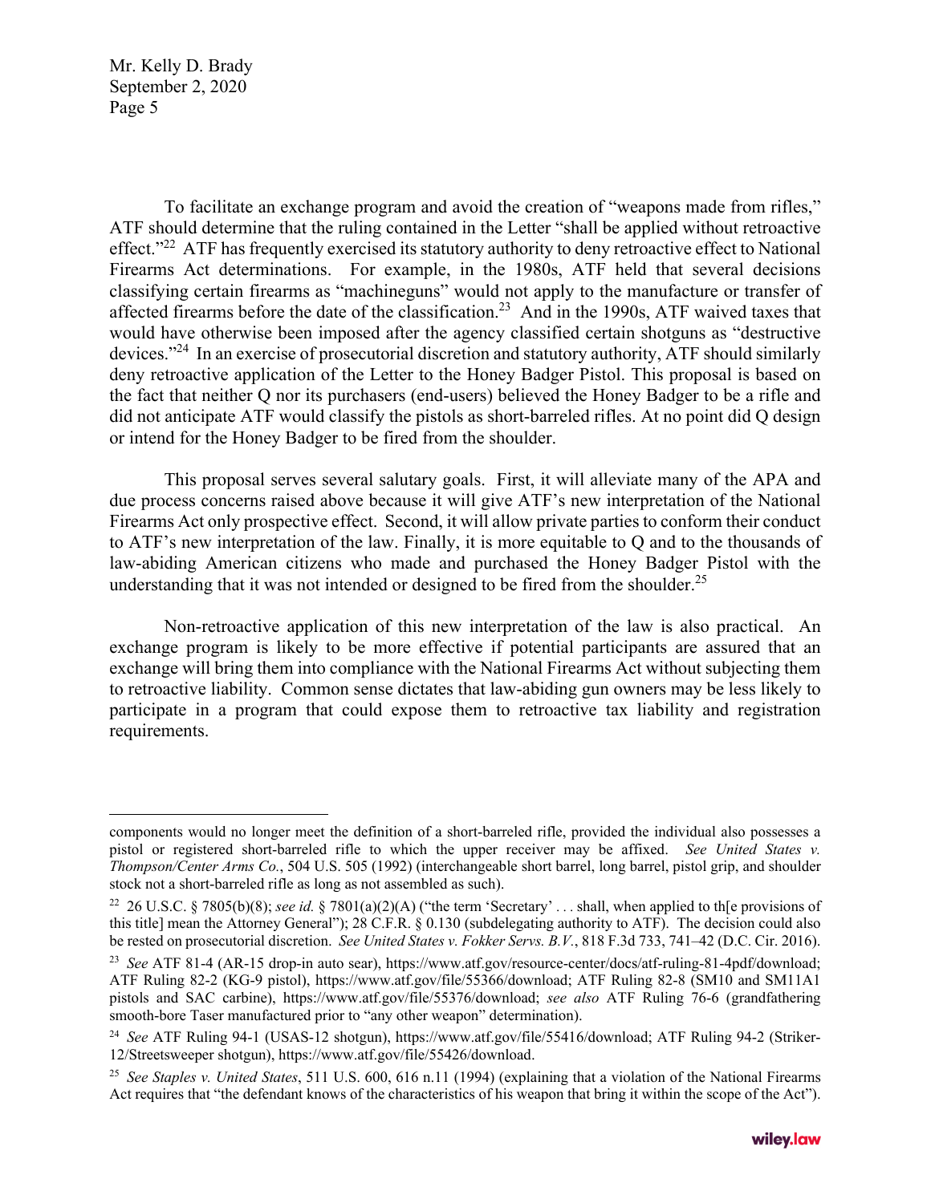To facilitate an exchange program and avoid the creation of "weapons made from rifles," ATF should determine that the ruling contained in the Letter "shall be applied without retroactive effect."[22] ATF has frequently exercised its statutory authority to deny retroactive effect to National Firearms Act determinations. For example, in the 1980s, ATF held that several decisions classifying certain firearms as "machineguns" would not apply to the manufacture or transfer of affected firearms before the date of the classification.[23] And in the 1990s, ATF waived taxes that would have otherwise been imposed after the agency classified certain shotguns as "destructive devices."[24] In an exercise of prosecutorial discretion and statutory authority, ATF should similarly deny retroactive application of the Letter to the Honey Badger Pistol. This proposal is based on the fact that neither Q nor its purchasers (end-users) believed the Honey Badger to be a rifle and did not anticipate ATF would classify the pistols as short-barreled rifles. At no point did Q design or intend for the Honey Badger to be fired from the shoulder.

This proposal serves several salutary goals. First, it will alleviate many of the APA and due process concerns raised above because it will give ATF's new interpretation of the National Firearms Act only prospective effect. Second, it will allow private parties to conform their conduct to ATF's new interpretation of the law. Finally, it is more equitable to Q and to the thousands of law-abiding American citizens who made and purchased the Honey Badger Pistol with the understanding that it was not intended or designed to be fired from the shoulder.[25]

Non-retroactive application of this new interpretation of the law is also practical. An exchange program is likely to be more effective if potential participants are assured that an exchange will bring them into compliance with the National Firearms Act without subjecting them to retroactive liability. Common sense dictates that law-abiding gun owners may be less likely to participate in a program that could expose them to retroactive tax liability and registration requirements.

---

components would no longer meet the definition of a short-barreled rifle, provided the individual also possesses a pistol or registered short-barreled rifle to which the upper receiver may be affixed. *See United States v. Thompson/Center Arms Co.*, 504 U.S. 505 (1992) (interchangeable short barrel, long barrel, pistol grip, and shoulder stock not a short-barreled rifle as long as not assembled as such).

[22] 26 U.S.C. § 7805(b)(8); *see id.* § 7801(a)(2)(A) ("the term 'Secretary' . . . shall, when applied to th[e provisions of this title] mean the Attorney General"); 28 C.F.R. § 0.130 (subdelegating authority to ATF). The decision could also be rested on prosecutorial discretion. *See United States v. Fokker Servs. B.V.*, 818 F.3d 733, 741–42 (D.C. Cir. 2016).

[23] *See* ATF 81-4 (AR-15 drop-in auto sear), https://www.atf.gov/resource-center/docs/atf-ruling-81-4pdf/download; ATF Ruling 82-2 (KG-9 pistol), https://www.atf.gov/file/55366/download; ATF Ruling 82-8 (SM10 and SM11A1 pistols and SAC carbine), https://www.atf.gov/file/55376/download; *see also* ATF Ruling 76-6 (grandfathering smooth-bore Taser manufactured prior to "any other weapon" determination).

[24] *See* ATF Ruling 94-1 (USAS-12 shotgun), https://www.atf.gov/file/55416/download; ATF Ruling 94-2 (Striker-12/Streetsweeper shotgun), https://www.atf.gov/file/55426/download.

[25] *See Staples v. United States*, 511 U.S. 600, 616 n.11 (1994) (explaining that a violation of the National Firearms Act requires that "the defendant knows of the characteristics of his weapon that bring it within the scope of the Act").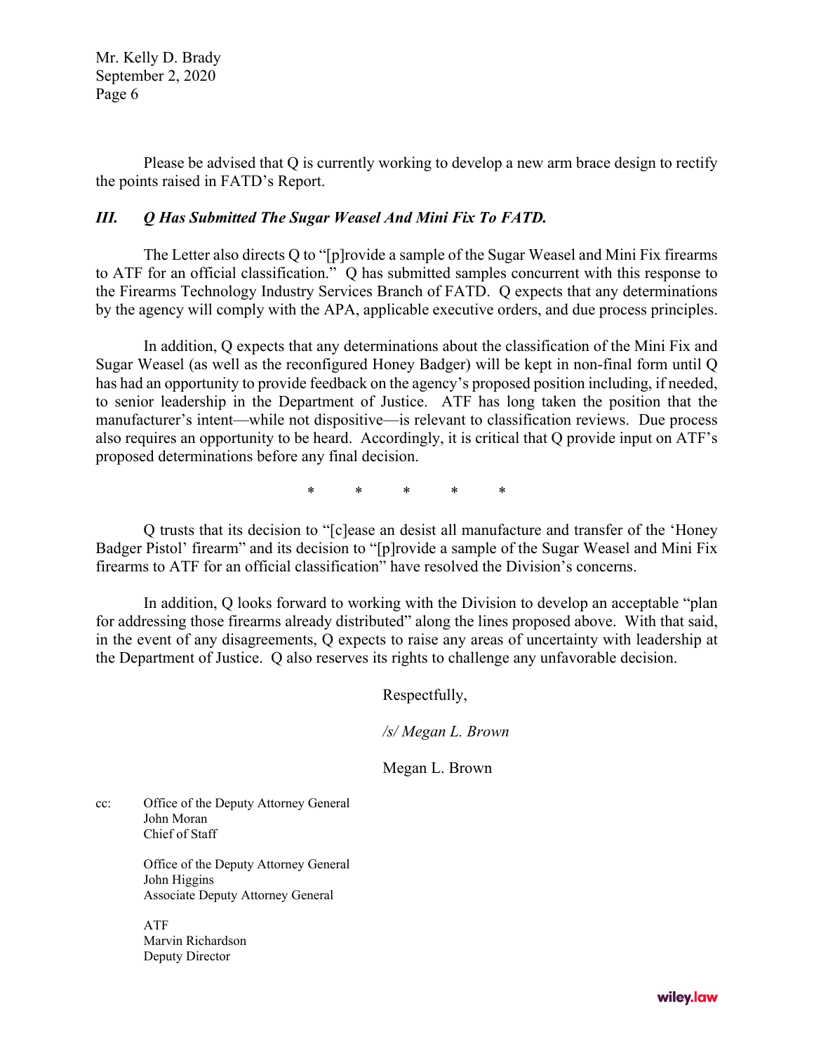Please be advised that Q is currently working to develop a new arm brace design to rectify the points raised in FATD's Report.

### *III. Q Has Submitted The Sugar Weasel And Mini Fix To FATD.*

The Letter also directs Q to "[p]rovide a sample of the Sugar Weasel and Mini Fix firearms to ATF for an official classification." Q has submitted samples concurrent with this response to the Firearms Technology Industry Services Branch of FATD. Q expects that any determinations by the agency will comply with the APA, applicable executive orders, and due process principles.

In addition, Q expects that any determinations about the classification of the Mini Fix and Sugar Weasel (as well as the reconfigured Honey Badger) will be kept in non-final form until Q has had an opportunity to provide feedback on the agency's proposed position including, if needed, to senior leadership in the Department of Justice. ATF has long taken the position that the manufacturer's intent—while not dispositive—is relevant to classification reviews. Due process also requires an opportunity to be heard. Accordingly, it is critical that Q provide input on ATF's proposed determinations before any final decision.

\* \* \* \* \*

Q trusts that its decision to "[c]ease an desist all manufacture and transfer of the 'Honey Badger Pistol' firearm" and its decision to "[p]rovide a sample of the Sugar Weasel and Mini Fix firearms to ATF for an official classification" have resolved the Division's concerns.

In addition, Q looks forward to working with the Division to develop an acceptable "plan for addressing those firearms already distributed" along the lines proposed above. With that said, in the event of any disagreements, Q expects to raise any areas of uncertainty with leadership at the Department of Justice. Q also reserves its rights to challenge any unfavorable decision.

Respectfully,

*/s/ Megan L. Brown*

Megan L. Brown

cc: Office of the Deputy Attorney General
John Moran
Chief of Staff

Office of the Deputy Attorney General
John Higgins
Associate Deputy Attorney General

ATF
Marvin Richardson
Deputy Director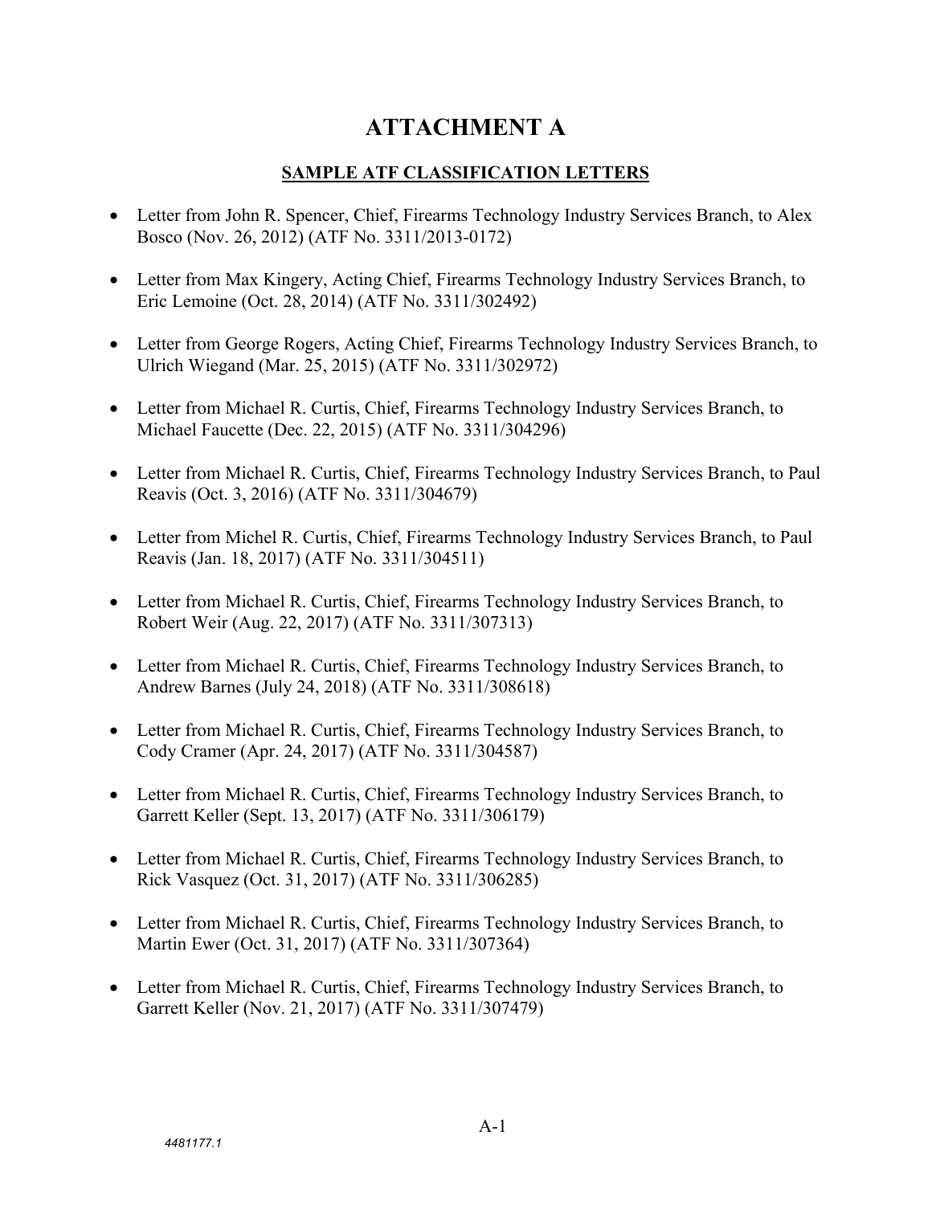# ATTACHMENT A

## SAMPLE ATF CLASSIFICATION LETTERS

- Letter from John R. Spencer, Chief, Firearms Technology Industry Services Branch, to Alex Bosco (Nov. 26, 2012) (ATF No. 3311/2013-0172)
- Letter from Max Kingery, Acting Chief, Firearms Technology Industry Services Branch, to Eric Lemoine (Oct. 28, 2014) (ATF No. 3311/302492)
- Letter from George Rogers, Acting Chief, Firearms Technology Industry Services Branch, to Ulrich Wiegand (Mar. 25, 2015) (ATF No. 3311/302972)
- Letter from Michael R. Curtis, Chief, Firearms Technology Industry Services Branch, to Michael Faucette (Dec. 22, 2015) (ATF No. 3311/304296)
- Letter from Michael R. Curtis, Chief, Firearms Technology Industry Services Branch, to Paul Reavis (Oct. 3, 2016) (ATF No. 3311/304679)
- Letter from Michel R. Curtis, Chief, Firearms Technology Industry Services Branch, to Paul Reavis (Jan. 18, 2017) (ATF No. 3311/304511)
- Letter from Michael R. Curtis, Chief, Firearms Technology Industry Services Branch, to Robert Weir (Aug. 22, 2017) (ATF No. 3311/307313)
- Letter from Michael R. Curtis, Chief, Firearms Technology Industry Services Branch, to Andrew Barnes (July 24, 2018) (ATF No. 3311/308618)
- Letter from Michael R. Curtis, Chief, Firearms Technology Industry Services Branch, to Cody Cramer (Apr. 24, 2017) (ATF No. 3311/304587)
- Letter from Michael R. Curtis, Chief, Firearms Technology Industry Services Branch, to Garrett Keller (Sept. 13, 2017) (ATF No. 3311/306179)
- Letter from Michael R. Curtis, Chief, Firearms Technology Industry Services Branch, to Rick Vasquez (Oct. 31, 2017) (ATF No. 3311/306285)
- Letter from Michael R. Curtis, Chief, Firearms Technology Industry Services Branch, to Martin Ewer (Oct. 31, 2017) (ATF No. 3311/307364)
- Letter from Michael R. Curtis, Chief, Firearms Technology Industry Services Branch, to Garrett Keller (Nov. 21, 2017) (ATF No. 3311/307479)

*4481177.1*